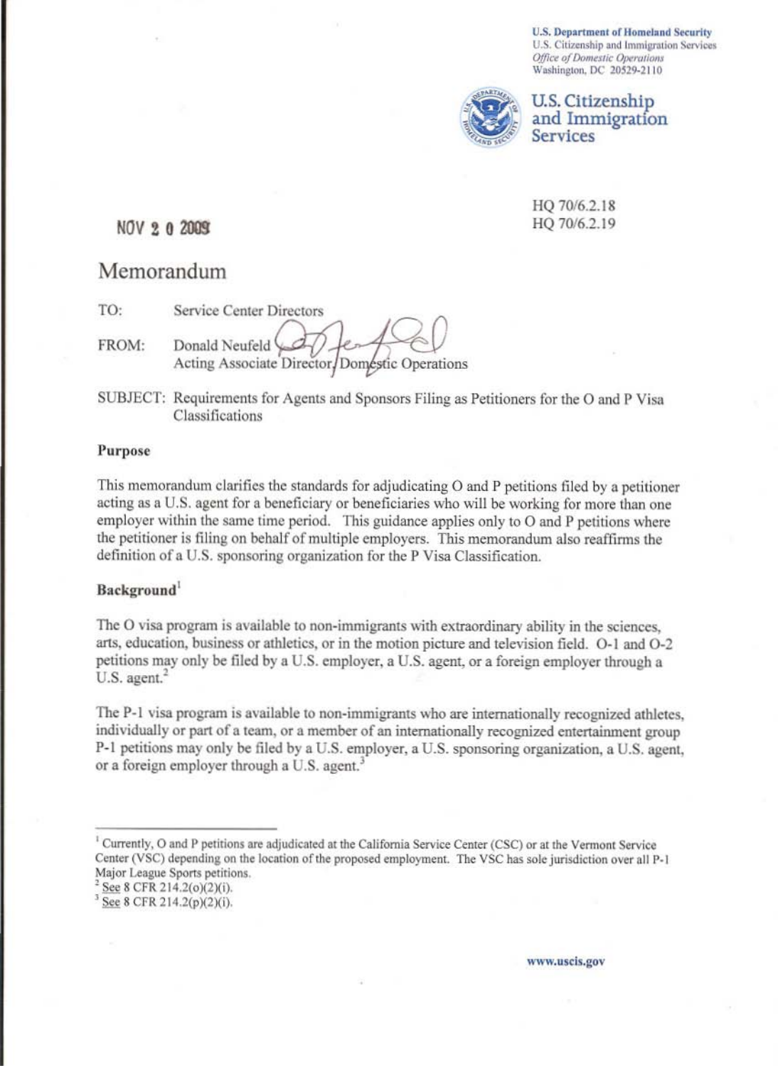U.S. Department of Homeland Security
U.S. Citizenship and Immigration Services
*Office of Domestic Operations*
Washington, DC 20529-2110

**U.S. Citizenship and Immigration Services**

HQ 70/6.2.18
HQ 70/6.2.19

NOV 2 0 2009

# Memorandum

TO: Service Center Directors

FROM: Donald Neufeld
Acting Associate Director, Domestic Operations

SUBJECT: Requirements for Agents and Sponsors Filing as Petitioners for the O and P Visa Classifications

### Purpose

This memorandum clarifies the standards for adjudicating O and P petitions filed by a petitioner acting as a U.S. agent for a beneficiary or beneficiaries who will be working for more than one employer within the same time period. This guidance applies only to O and P petitions where the petitioner is filing on behalf of multiple employers. This memorandum also reaffirms the definition of a U.S. sponsoring organization for the P Visa Classification.

### Background[1]

The O visa program is available to non-immigrants with extraordinary ability in the sciences, arts, education, business or athletics, or in the motion picture and television field. O-1 and O-2 petitions may only be filed by a U.S. employer, a U.S. agent, or a foreign employer through a U.S. agent.[2]

The P-1 visa program is available to non-immigrants who are internationally recognized athletes, individually or part of a team, or a member of an internationally recognized entertainment group P-1 petitions may only be filed by a U.S. employer, a U.S. sponsoring organization, a U.S. agent, or a foreign employer through a U.S. agent.[3]

---

[1] Currently, O and P petitions are adjudicated at the California Service Center (CSC) or at the Vermont Service Center (VSC) depending on the location of the proposed employment. The VSC has sole jurisdiction over all P-1 Major League Sports petitions.

[2] See 8 CFR 214.2(o)(2)(i).

[3] See 8 CFR 214.2(p)(2)(i).

www.uscis.gov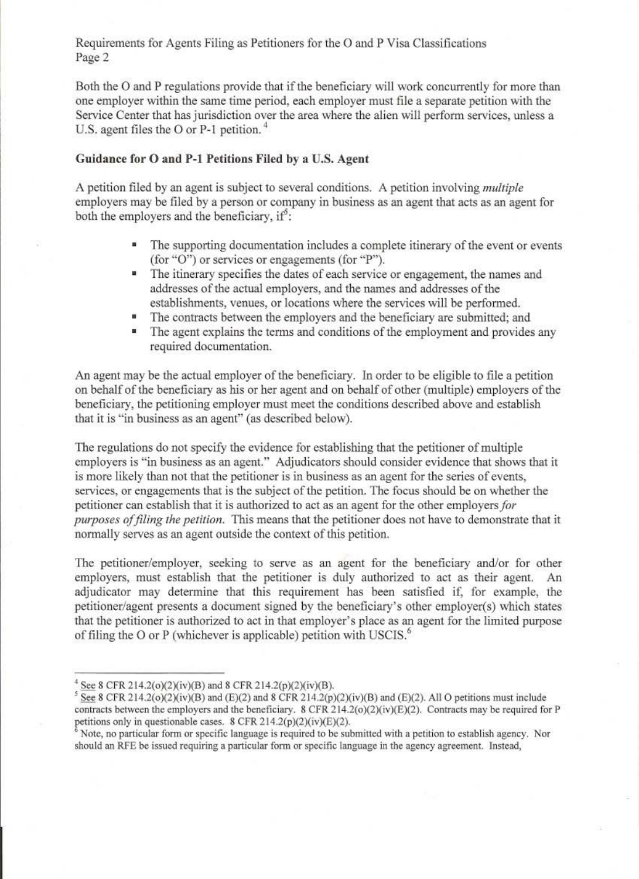Both the O and P regulations provide that if the beneficiary will work concurrently for more than one employer within the same time period, each employer must file a separate petition with the Service Center that has jurisdiction over the area where the alien will perform services, unless a U.S. agent files the O or P-1 petition.[4]

**Guidance for O and P-1 Petitions Filed by a U.S. Agent**

A petition filed by an agent is subject to several conditions. A petition involving *multiple* employers may be filed by a person or company in business as an agent that acts as an agent for both the employers and the beneficiary, if[5]:

- The supporting documentation includes a complete itinerary of the event or events (for "O") or services or engagements (for "P").
- The itinerary specifies the dates of each service or engagement, the names and addresses of the actual employers, and the names and addresses of the establishments, venues, or locations where the services will be performed.
- The contracts between the employers and the beneficiary are submitted; and
- The agent explains the terms and conditions of the employment and provides any required documentation.

An agent may be the actual employer of the beneficiary. In order to be eligible to file a petition on behalf of the beneficiary as his or her agent and on behalf of other (multiple) employers of the beneficiary, the petitioning employer must meet the conditions described above and establish that it is "in business as an agent" (as described below).

The regulations do not specify the evidence for establishing that the petitioner of multiple employers is "in business as an agent." Adjudicators should consider evidence that shows that it is more likely than not that the petitioner is in business as an agent for the series of events, services, or engagements that is the subject of the petition. The focus should be on whether the petitioner can establish that it is authorized to act as an agent for the other employers *for purposes of filing the petition.* This means that the petitioner does not have to demonstrate that it normally serves as an agent outside the context of this petition.

The petitioner/employer, seeking to serve as an agent for the beneficiary and/or for other employers, must establish that the petitioner is duly authorized to act as their agent. An adjudicator may determine that this requirement has been satisfied if, for example, the petitioner/agent presents a document signed by the beneficiary's other employer(s) which states that the petitioner is authorized to act in that employer's place as an agent for the limited purpose of filing the O or P (whichever is applicable) petition with USCIS.[6]

---

[4] See 8 CFR 214.2(o)(2)(iv)(B) and 8 CFR 214.2(p)(2)(iv)(B).

[5] See 8 CFR 214.2(o)(2)(iv)(B) and (E)(2) and 8 CFR 214.2(p)(2)(iv)(B) and (E)(2). All O petitions must include contracts between the employers and the beneficiary. 8 CFR 214.2(o)(2)(iv)(E)(2). Contracts may be required for P petitions only in questionable cases. 8 CFR 214.2(p)(2)(iv)(E)(2).

[6] Note, no particular form or specific language is required to be submitted with a petition to establish agency. Nor should an RFE be issued requiring a particular form or specific language in the agency agreement. Instead,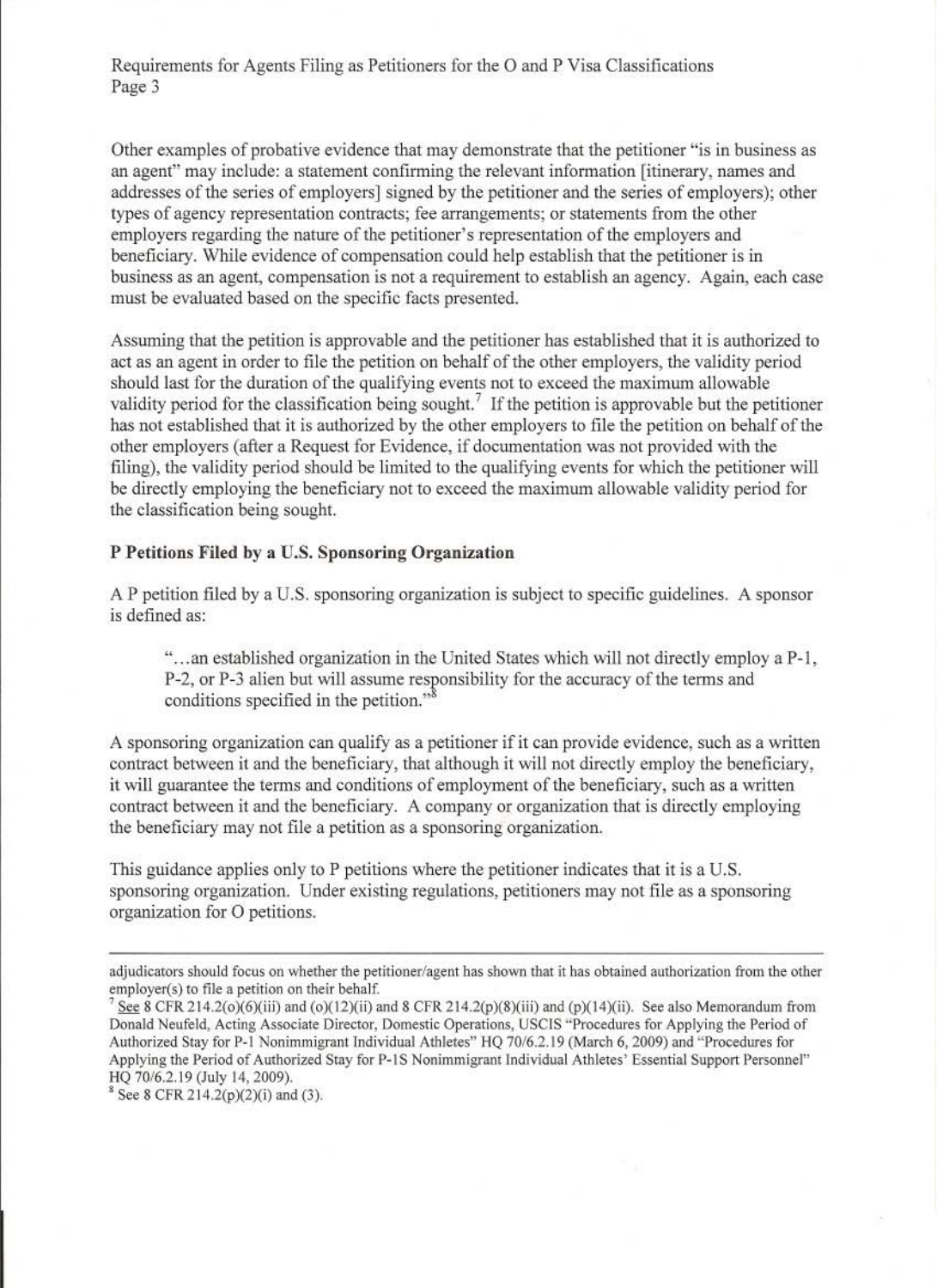Other examples of probative evidence that may demonstrate that the petitioner "is in business as an agent" may include: a statement confirming the relevant information [itinerary, names and addresses of the series of employers] signed by the petitioner and the series of employers); other types of agency representation contracts; fee arrangements; or statements from the other employers regarding the nature of the petitioner's representation of the employers and beneficiary. While evidence of compensation could help establish that the petitioner is in business as an agent, compensation is not a requirement to establish an agency. Again, each case must be evaluated based on the specific facts presented.

Assuming that the petition is approvable and the petitioner has established that it is authorized to act as an agent in order to file the petition on behalf of the other employers, the validity period should last for the duration of the qualifying events not to exceed the maximum allowable validity period for the classification being sought.[7] If the petition is approvable but the petitioner has not established that it is authorized by the other employers to file the petition on behalf of the other employers (after a Request for Evidence, if documentation was not provided with the filing), the validity period should be limited to the qualifying events for which the petitioner will be directly employing the beneficiary not to exceed the maximum allowable validity period for the classification being sought.

**P Petitions Filed by a U.S. Sponsoring Organization**

A P petition filed by a U.S. sponsoring organization is subject to specific guidelines. A sponsor is defined as:

> "...an established organization in the United States which will not directly employ a P-1, P-2, or P-3 alien but will assume responsibility for the accuracy of the terms and conditions specified in the petition."[8]

A sponsoring organization can qualify as a petitioner if it can provide evidence, such as a written contract between it and the beneficiary, that although it will not directly employ the beneficiary, it will guarantee the terms and conditions of employment of the beneficiary, such as a written contract between it and the beneficiary. A company or organization that is directly employing the beneficiary may not file a petition as a sponsoring organization.

This guidance applies only to P petitions where the petitioner indicates that it is a U.S. sponsoring organization. Under existing regulations, petitioners may not file as a sponsoring organization for O petitions.

---

adjudicators should focus on whether the petitioner/agent has shown that it has obtained authorization from the other employer(s) to file a petition on their behalf.

[7] See 8 CFR 214.2(o)(6)(iii) and (o)(12)(ii) and 8 CFR 214.2(p)(8)(iii) and (p)(14)(ii). See also Memorandum from Donald Neufeld, Acting Associate Director, Domestic Operations, USCIS "Procedures for Applying the Period of Authorized Stay for P-1 Nonimmigrant Individual Athletes" HQ 70/6.2.19 (March 6, 2009) and "Procedures for Applying the Period of Authorized Stay for P-1S Nonimmigrant Individual Athletes' Essential Support Personnel" HQ 70/6.2.19 (July 14, 2009).

[8] See 8 CFR 214.2(p)(2)(i) and (3).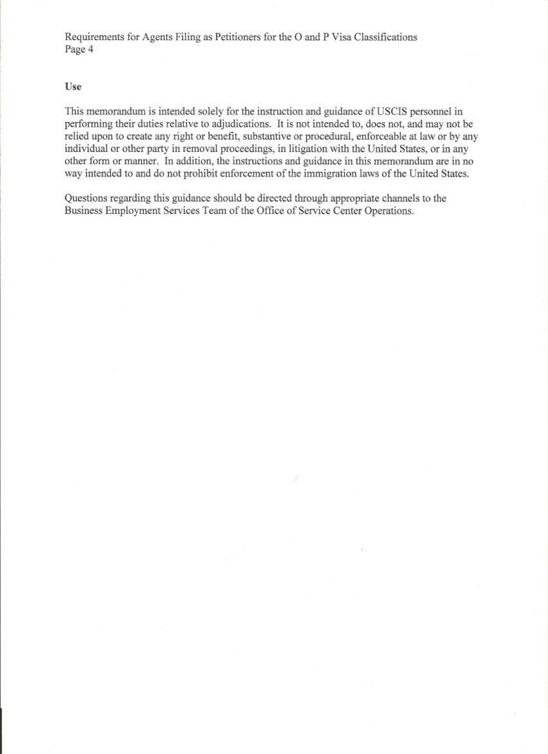**Use**

This memorandum is intended solely for the instruction and guidance of USCIS personnel in performing their duties relative to adjudications. It is not intended to, does not, and may not be relied upon to create any right or benefit, substantive or procedural, enforceable at law or by any individual or other party in removal proceedings, in litigation with the United States, or in any other form or manner. In addition, the instructions and guidance in this memorandum are in no way intended to and do not prohibit enforcement of the immigration laws of the United States.

Questions regarding this guidance should be directed through appropriate channels to the Business Employment Services Team of the Office of Service Center Operations.